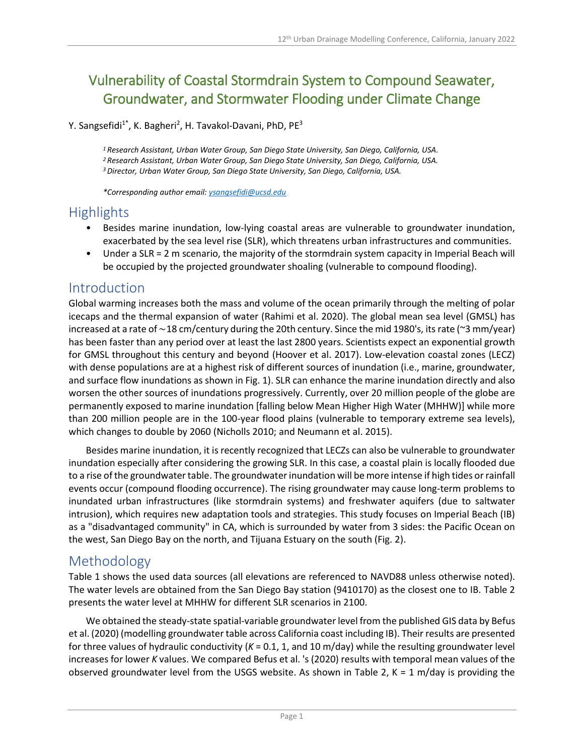# Vulnerability of Coastal Stormdrain System to Compound Seawater, Groundwater, and Stormwater Flooding under Climate Change

Y. Sangsefidi[1*], K. Bagheri[2], H. Tavakol-Davani, PhD, PE[3]

*[1] Research Assistant, Urban Water Group, San Diego State University, San Diego, California, USA.*
*[2] Research Assistant, Urban Water Group, San Diego State University, San Diego, California, USA.*
*[3] Director, Urban Water Group, San Diego State University, San Diego, California, USA.*

*\*Corresponding author email: ysangsefidi@ucsd.edu*

## Highlights

- Besides marine inundation, low-lying coastal areas are vulnerable to groundwater inundation, exacerbated by the sea level rise (SLR), which threatens urban infrastructures and communities.
- Under a SLR = 2 m scenario, the majority of the stormdrain system capacity in Imperial Beach will be occupied by the projected groundwater shoaling (vulnerable to compound flooding).

## Introduction

Global warming increases both the mass and volume of the ocean primarily through the melting of polar icecaps and the thermal expansion of water (Rahimi et al. 2020). The global mean sea level (GMSL) has increased at a rate of ~18 cm/century during the 20th century. Since the mid 1980's, its rate (~3 mm/year) has been faster than any period over at least the last 2800 years. Scientists expect an exponential growth for GMSL throughout this century and beyond (Hoover et al. 2017). Low-elevation coastal zones (LECZ) with dense populations are at a highest risk of different sources of inundation (i.e., marine, groundwater, and surface flow inundations as shown in Fig. 1). SLR can enhance the marine inundation directly and also worsen the other sources of inundations progressively. Currently, over 20 million people of the globe are permanently exposed to marine inundation [falling below Mean Higher High Water (MHHW)] while more than 200 million people are in the 100-year flood plains (vulnerable to temporary extreme sea levels), which changes to double by 2060 (Nicholls 2010; and Neumann et al. 2015).

Besides marine inundation, it is recently recognized that LECZs can also be vulnerable to groundwater inundation especially after considering the growing SLR. In this case, a coastal plain is locally flooded due to a rise of the groundwater table. The groundwater inundation will be more intense if high tides or rainfall events occur (compound flooding occurrence). The rising groundwater may cause long-term problems to inundated urban infrastructures (like stormdrain systems) and freshwater aquifers (due to saltwater intrusion), which requires new adaptation tools and strategies. This study focuses on Imperial Beach (IB) as a "disadvantaged community" in CA, which is surrounded by water from 3 sides: the Pacific Ocean on the west, San Diego Bay on the north, and Tijuana Estuary on the south (Fig. 2).

## Methodology

Table 1 shows the used data sources (all elevations are referenced to NAVD88 unless otherwise noted). The water levels are obtained from the San Diego Bay station (9410170) as the closest one to IB. Table 2 presents the water level at MHHW for different SLR scenarios in 2100.

We obtained the steady-state spatial-variable groundwater level from the published GIS data by Befus et al. (2020) (modelling groundwater table across California coast including IB). Their results are presented for three values of hydraulic conductivity ($K$ = 0.1, 1, and 10 m/day) while the resulting groundwater level increases for lower $K$ values. We compared Befus et al. 's (2020) results with temporal mean values of the observed groundwater level from the USGS website. As shown in Table 2, K = 1 m/day is providing the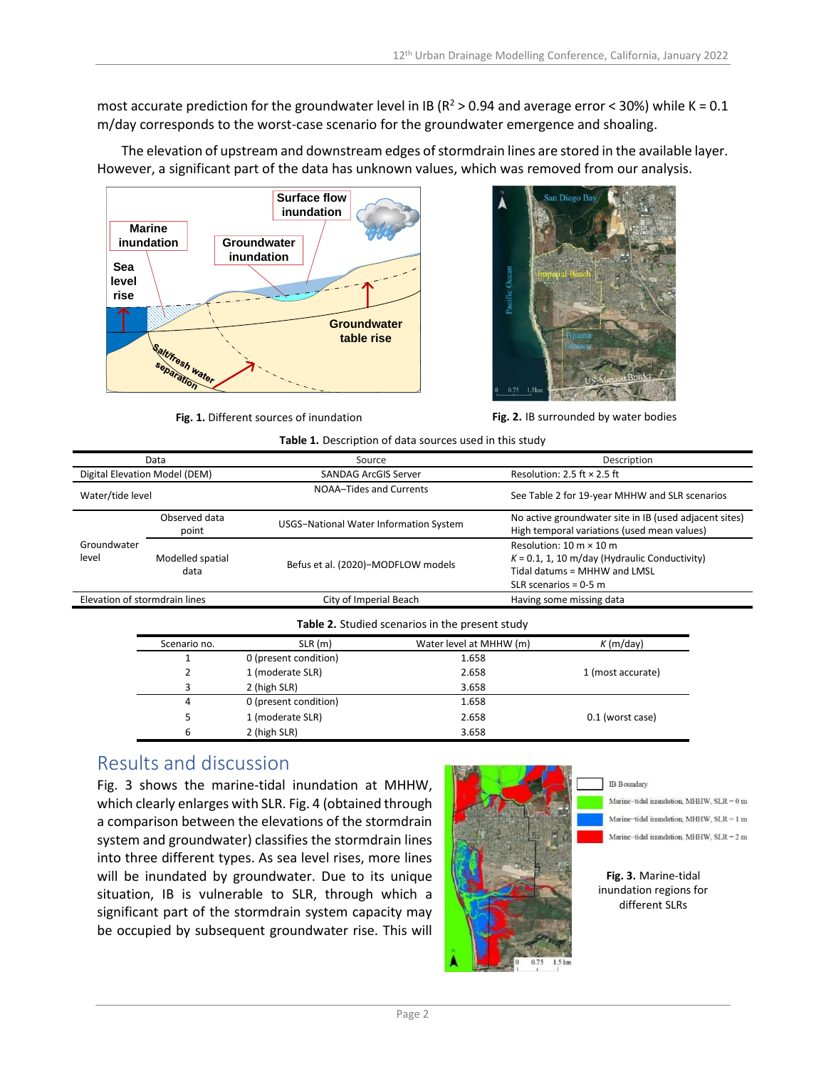most accurate prediction for the groundwater level in IB ($R^2 > 0.94$ and average error < 30%) while K = 0.1 m/day corresponds to the worst-case scenario for the groundwater emergence and shoaling.

The elevation of upstream and downstream edges of stormdrain lines are stored in the available layer. However, a significant part of the data has unknown values, which was removed from our analysis.

**Fig. 1.** Different sources of inundation

**Fig. 2.** IB surrounded by water bodies

**Table 1.** Description of data sources used in this study

| Data | | Source | Description |
|---|---|---|---|
| Digital Elevation Model (DEM) | | SANDAG ArcGIS Server | Resolution: 2.5 ft × 2.5 ft |
| Water/tide level | | NOAA–Tides and Currents | See Table 2 for 19-year MHHW and SLR scenarios |
| Groundwater level | Observed data point | USGS–National Water Information System | No active groundwater site in IB (used adjacent sites)<br>High temporal variations (used mean values) |
| | Modelled spatial data | Befus et al. (2020)–MODFLOW models | Resolution: 10 m × 10 m<br>*K* = 0.1, 1, 10 m/day (Hydraulic Conductivity)<br>Tidal datums = MHHW and LMSL<br>SLR scenarios = 0-5 m |
| Elevation of stormdrain lines | | City of Imperial Beach | Having some missing data |

**Table 2.** Studied scenarios in the present study

| Scenario no. | SLR (m) | Water level at MHHW (m) | *K* (m/day) |
|---|---|---|---|
| 1 | 0 (present condition) | 1.658 | |
| 2 | 1 (moderate SLR) | 2.658 | 1 (most accurate) |
| 3 | 2 (high SLR) | 3.658 | |
| 4 | 0 (present condition) | 1.658 | |
| 5 | 1 (moderate SLR) | 2.658 | 0.1 (worst case) |
| 6 | 2 (high SLR) | 3.658 | |

## Results and discussion

Fig. 3 shows the marine-tidal inundation at MHHW, which clearly enlarges with SLR. Fig. 4 (obtained through a comparison between the elevations of the stormdrain system and groundwater) classifies the stormdrain lines into three different types. As sea level rises, more lines will be inundated by groundwater. Due to its unique situation, IB is vulnerable to SLR, through which a significant part of the stormdrain system capacity may be occupied by subsequent groundwater rise. This will

**Fig. 3.** Marine-tidal inundation regions for different SLRs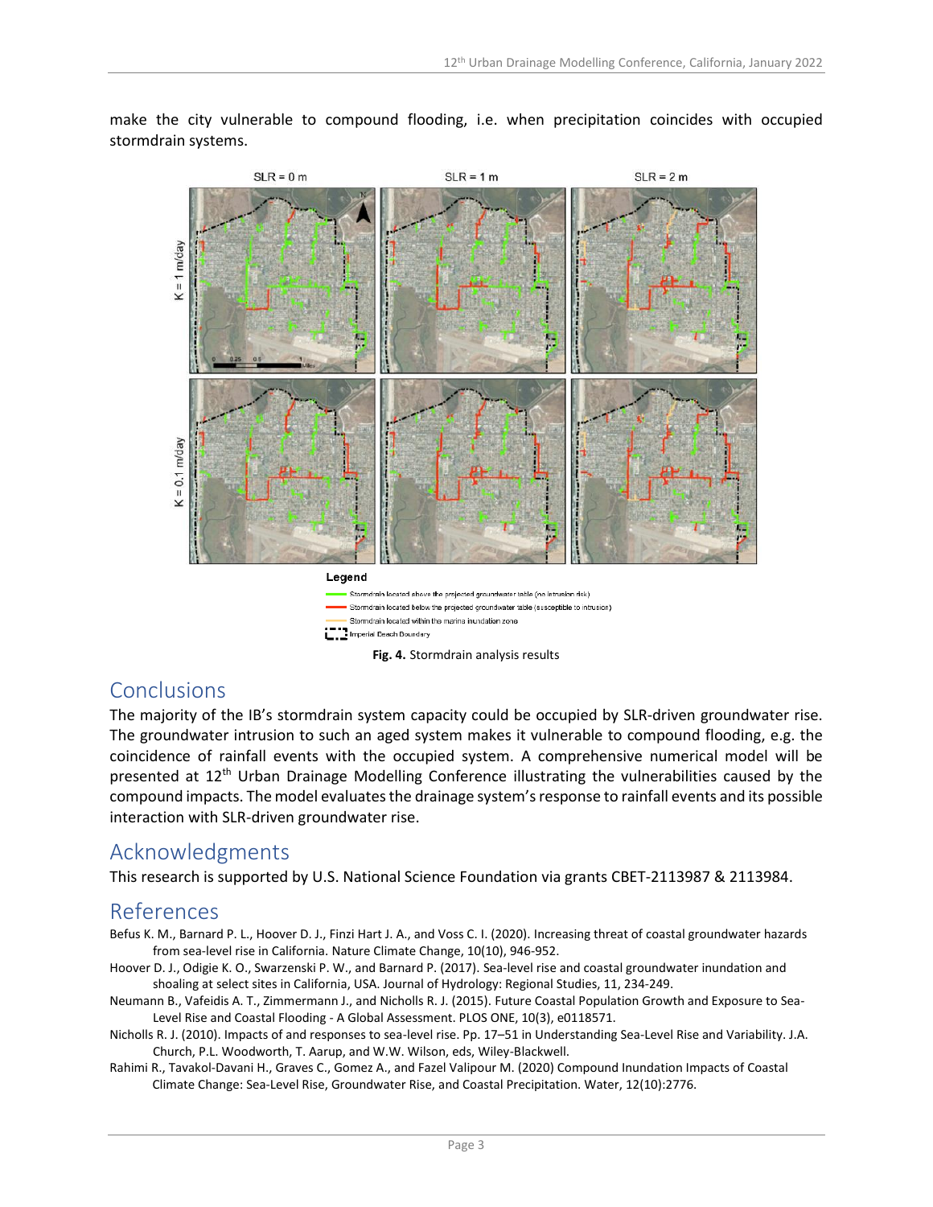make the city vulnerable to compound flooding, i.e. when precipitation coincides with occupied stormdrain systems.

SLR = 0 m

SLR = 1 m

SLR = 2 m

K = 1 m/day

K = 0.1 m/day

0 0.25 0.5 1 Miles

Legend

Stormdrain located above the projected groundwater table (no intrusion risk)

Stormdrain located below the projected groundwater table (susceptible to intrusion)

Stormdrain located within the marine inundation zone

Imperial Beach Boundary

**Fig. 4.** Stormdrain analysis results

## Conclusions

The majority of the IB's stormdrain system capacity could be occupied by SLR-driven groundwater rise. The groundwater intrusion to such an aged system makes it vulnerable to compound flooding, e.g. the coincidence of rainfall events with the occupied system. A comprehensive numerical model will be presented at 12th Urban Drainage Modelling Conference illustrating the vulnerabilities caused by the compound impacts. The model evaluates the drainage system's response to rainfall events and its possible interaction with SLR-driven groundwater rise.

## Acknowledgments

This research is supported by U.S. National Science Foundation via grants CBET-2113987 & 2113984.

## References

Befus K. M., Barnard P. L., Hoover D. J., Finzi Hart J. A., and Voss C. I. (2020). Increasing threat of coastal groundwater hazards from sea-level rise in California. Nature Climate Change, 10(10), 946-952.

Hoover D. J., Odigie K. O., Swarzenski P. W., and Barnard P. (2017). Sea-level rise and coastal groundwater inundation and shoaling at select sites in California, USA. Journal of Hydrology: Regional Studies, 11, 234-249.

Neumann B., Vafeidis A. T., Zimmermann J., and Nicholls R. J. (2015). Future Coastal Population Growth and Exposure to Sea-Level Rise and Coastal Flooding - A Global Assessment. PLOS ONE, 10(3), e0118571.

Nicholls R. J. (2010). Impacts of and responses to sea-level rise. Pp. 17–51 in Understanding Sea-Level Rise and Variability. J.A. Church, P.L. Woodworth, T. Aarup, and W.W. Wilson, eds, Wiley-Blackwell.

Rahimi R., Tavakol-Davani H., Graves C., Gomez A., and Fazel Valipour M. (2020) Compound Inundation Impacts of Coastal Climate Change: Sea-Level Rise, Groundwater Rise, and Coastal Precipitation. Water, 12(10):2776.